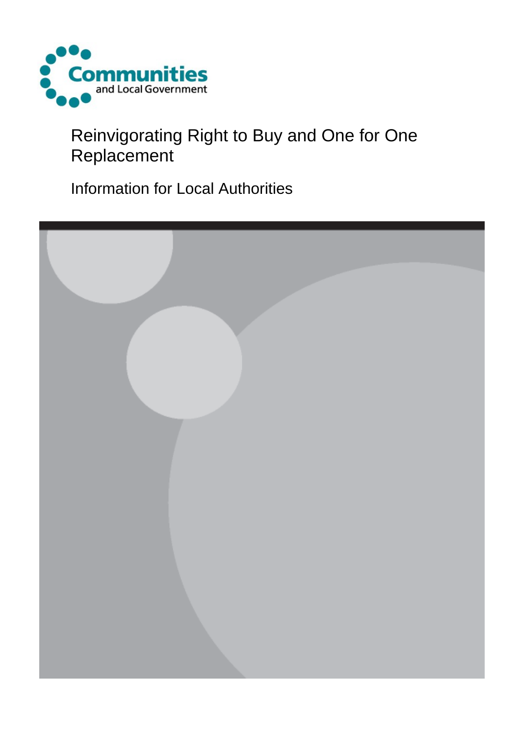Communities and Local Government

# Reinvigorating Right to Buy and One for One Replacement

## Information for Local Authorities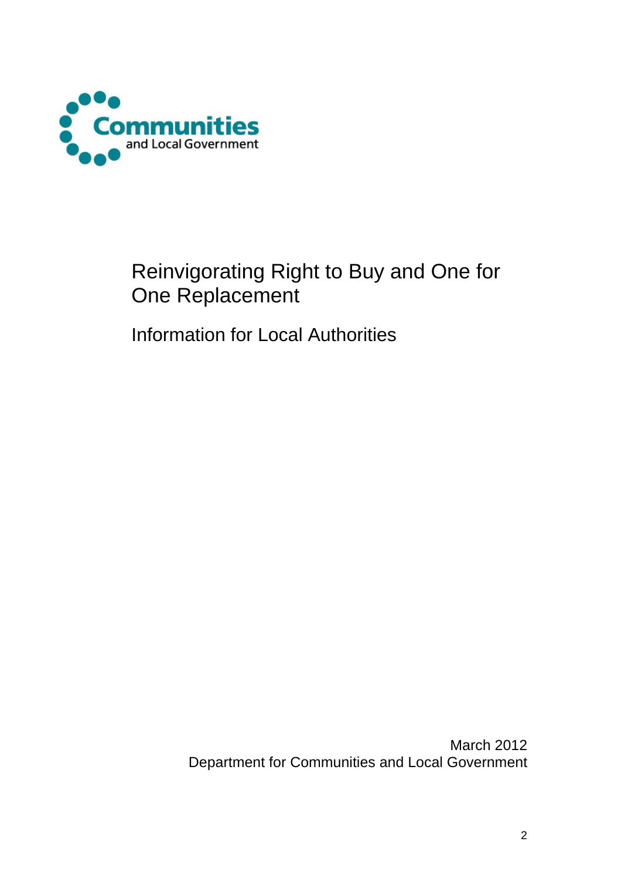Communities and Local Government

# Reinvigorating Right to Buy and One for One Replacement

## Information for Local Authorities

March 2012
Department for Communities and Local Government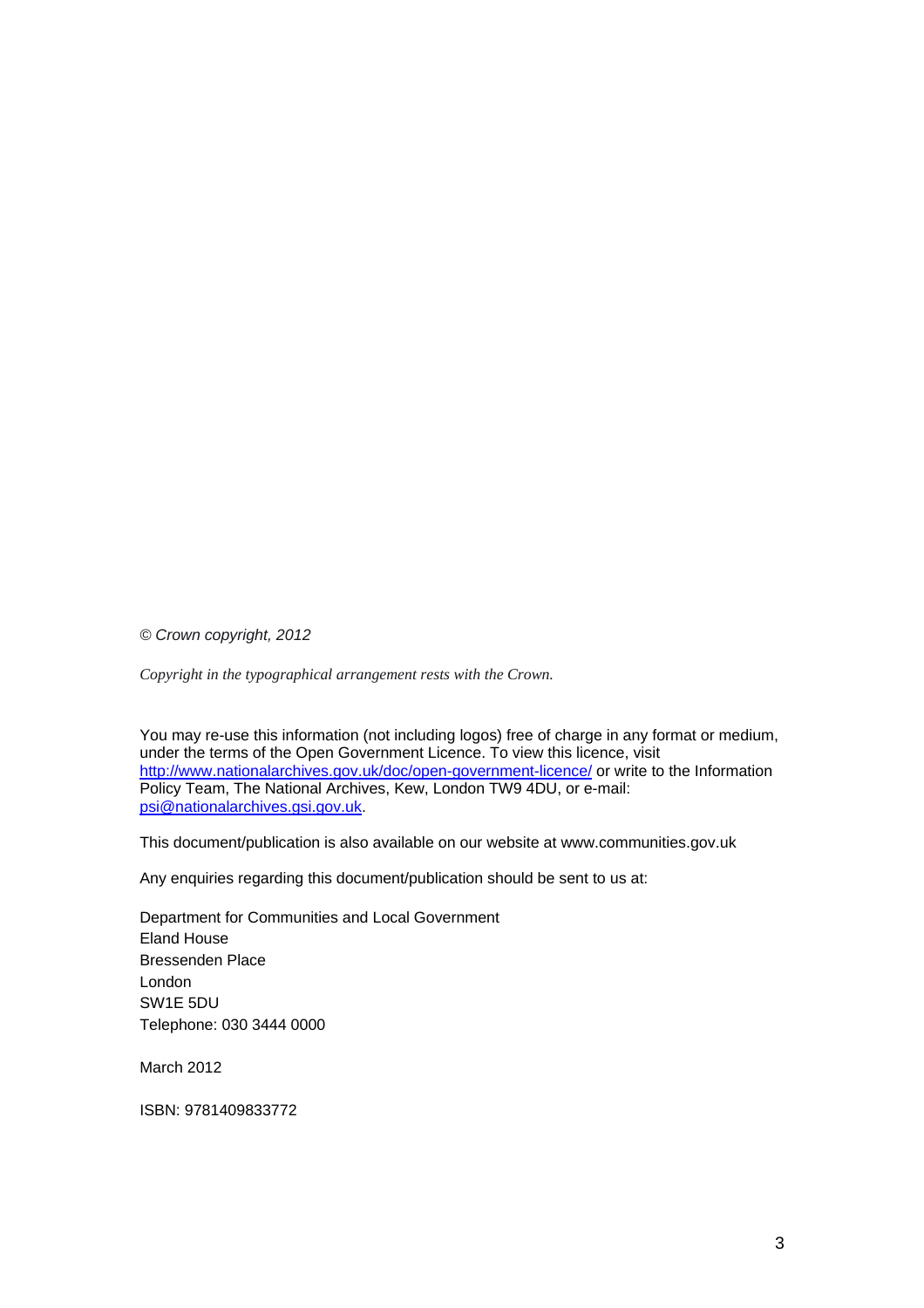*© Crown copyright, 2012*

*Copyright in the typographical arrangement rests with the Crown.*

You may re-use this information (not including logos) free of charge in any format or medium, under the terms of the Open Government Licence. To view this licence, visit http://www.nationalarchives.gov.uk/doc/open-government-licence/ or write to the Information Policy Team, The National Archives, Kew, London TW9 4DU, or e-mail: psi@nationalarchives.gsi.gov.uk.

This document/publication is also available on our website at www.communities.gov.uk

Any enquiries regarding this document/publication should be sent to us at:

Department for Communities and Local Government
Eland House
Bressenden Place
London
SW1E 5DU
Telephone: 030 3444 0000

March 2012

ISBN: 9781409833772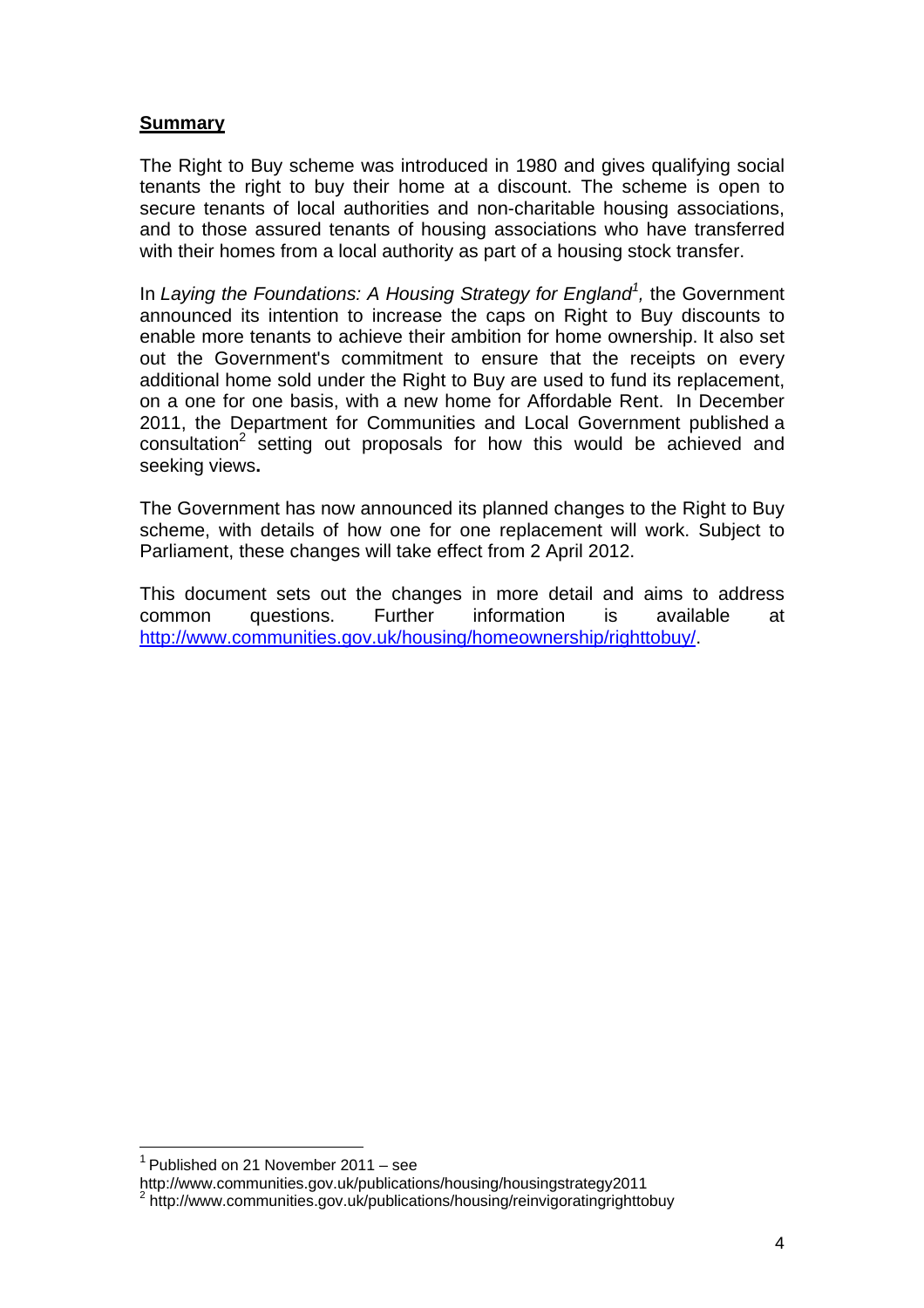**Summary**

The Right to Buy scheme was introduced in 1980 and gives qualifying social tenants the right to buy their home at a discount. The scheme is open to secure tenants of local authorities and non-charitable housing associations, and to those assured tenants of housing associations who have transferred with their homes from a local authority as part of a housing stock transfer.

In *Laying the Foundations: A Housing Strategy for England*[1], the Government announced its intention to increase the caps on Right to Buy discounts to enable more tenants to achieve their ambition for home ownership. It also set out the Government's commitment to ensure that the receipts on every additional home sold under the Right to Buy are used to fund its replacement, on a one for one basis, with a new home for Affordable Rent. In December 2011, the Department for Communities and Local Government published a consultation[2] setting out proposals for how this would be achieved and seeking views**.**

The Government has now announced its planned changes to the Right to Buy scheme, with details of how one for one replacement will work. Subject to Parliament, these changes will take effect from 2 April 2012.

This document sets out the changes in more detail and aims to address common questions. Further information is available at http://www.communities.gov.uk/housing/homeownership/righttobuy/.

---

[1] Published on 21 November 2011 – see http://www.communities.gov.uk/publications/housing/housingstrategy2011

[2] http://www.communities.gov.uk/publications/housing/reinvigoratingrighttobuy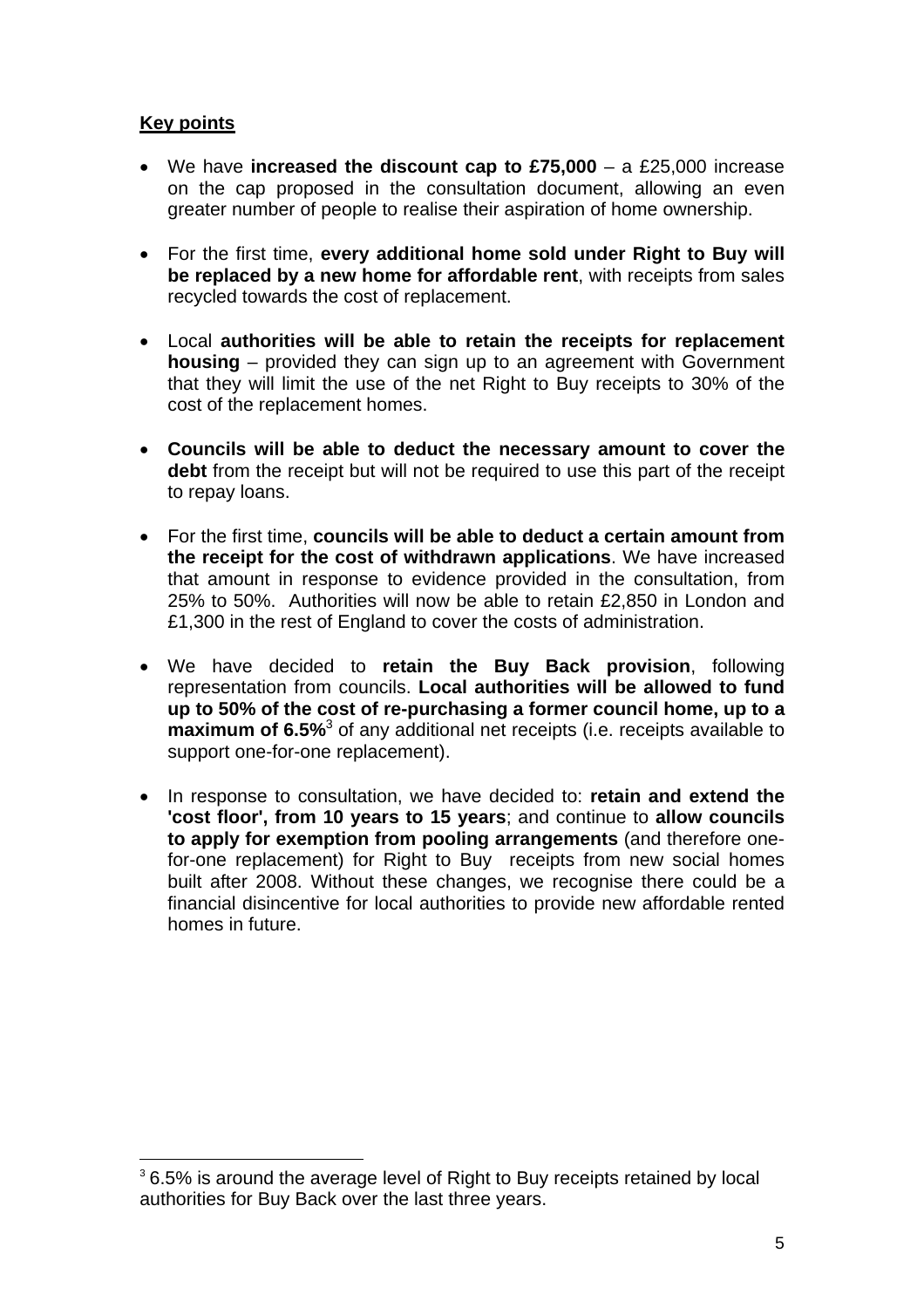**Key points**

- We have **increased the discount cap to £75,000** – a £25,000 increase on the cap proposed in the consultation document, allowing an even greater number of people to realise their aspiration of home ownership.

- For the first time, **every additional home sold under Right to Buy will be replaced by a new home for affordable rent**, with receipts from sales recycled towards the cost of replacement.

- Local **authorities will be able to retain the receipts for replacement housing** – provided they can sign up to an agreement with Government that they will limit the use of the net Right to Buy receipts to 30% of the cost of the replacement homes.

- **Councils will be able to deduct the necessary amount to cover the debt** from the receipt but will not be required to use this part of the receipt to repay loans.

- For the first time, **councils will be able to deduct a certain amount from the receipt for the cost of withdrawn applications**. We have increased that amount in response to evidence provided in the consultation, from 25% to 50%. Authorities will now be able to retain £2,850 in London and £1,300 in the rest of England to cover the costs of administration.

- We have decided to **retain the Buy Back provision**, following representation from councils. **Local authorities will be allowed to fund up to 50% of the cost of re-purchasing a former council home, up to a maximum of 6.5%**[3] of any additional net receipts (i.e. receipts available to support one-for-one replacement).

- In response to consultation, we have decided to: **retain and extend the 'cost floor', from 10 years to 15 years**; and continue to **allow councils to apply for exemption from pooling arrangements** (and therefore one-for-one replacement) for Right to Buy receipts from new social homes built after 2008. Without these changes, we recognise there could be a financial disincentive for local authorities to provide new affordable rented homes in future.

[3] 6.5% is around the average level of Right to Buy receipts retained by local authorities for Buy Back over the last three years.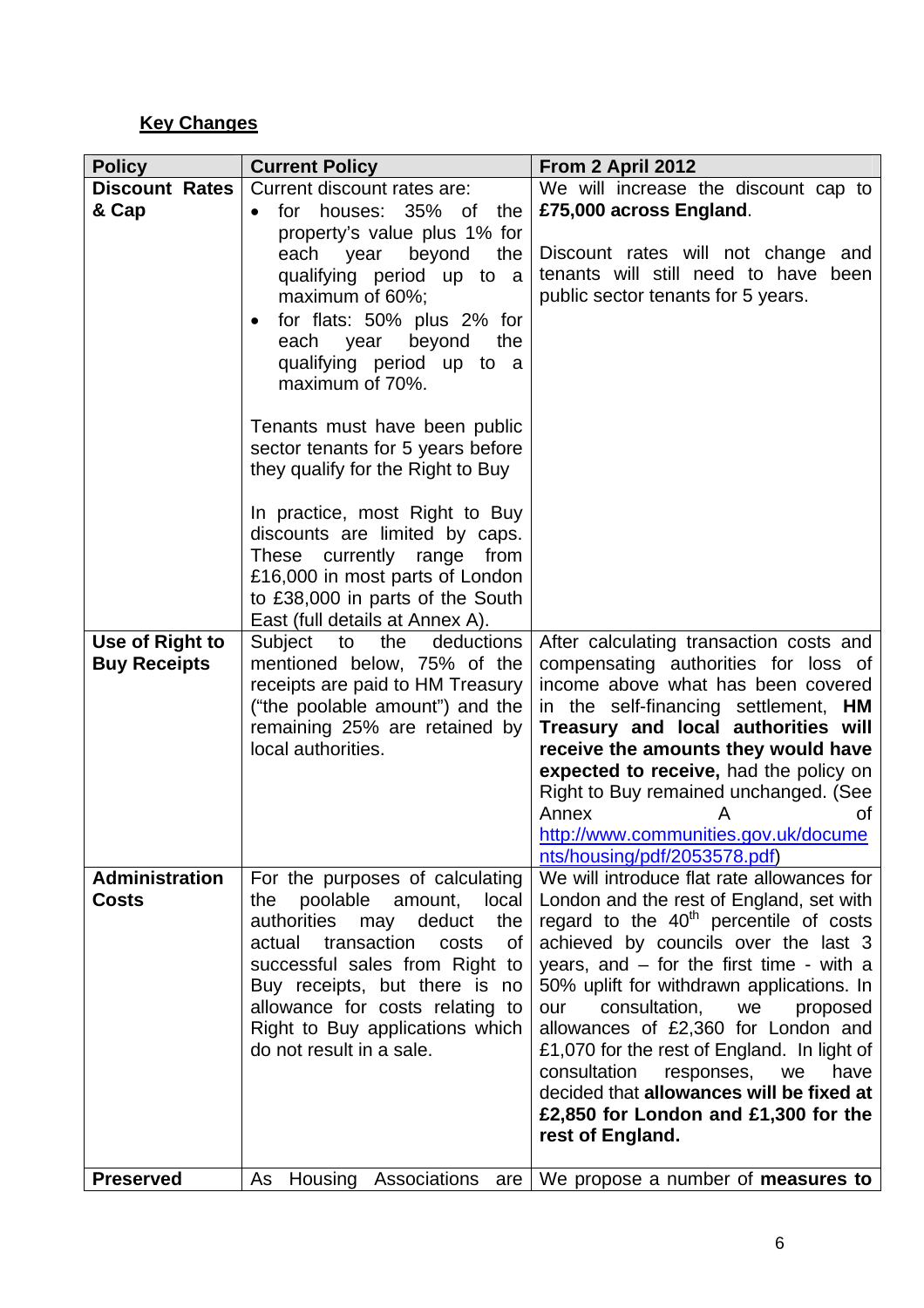**Key Changes**

| Policy | Current Policy | From 2 April 2012 |
|---|---|---|
| **Discount Rates & Cap** | Current discount rates are:<br>• for houses: 35% of the property's value plus 1% for each year beyond the qualifying period up to a maximum of 60%;<br>• for flats: 50% plus 2% for each year beyond the qualifying period up to a maximum of 70%.<br><br>Tenants must have been public sector tenants for 5 years before they qualify for the Right to Buy<br><br>In practice, most Right to Buy discounts are limited by caps. These currently range from £16,000 in most parts of London to £38,000 in parts of the South East (full details at Annex A). | We will increase the discount cap to **£75,000 across England**.<br><br>Discount rates will not change and tenants will still need to have been public sector tenants for 5 years. |
| **Use of Right to Buy Receipts** | Subject to the deductions mentioned below, 75% of the receipts are paid to HM Treasury ("the poolable amount") and the remaining 25% are retained by local authorities. | After calculating transaction costs and compensating authorities for loss of income above what has been covered in the self-financing settlement, **HM Treasury and local authorities will receive the amounts they would have expected to receive,** had the policy on Right to Buy remained unchanged. (See Annex A of http://www.communities.gov.uk/documents/housing/pdf/2053578.pdf) |
| **Administration Costs** | For the purposes of calculating the poolable amount, local authorities may deduct the actual transaction costs of successful sales from Right to Buy receipts, but there is no allowance for costs relating to Right to Buy applications which do not result in a sale. | We will introduce flat rate allowances for London and the rest of England, set with regard to the 40th percentile of costs achieved by councils over the last 3 years, and – for the first time - with a 50% uplift for withdrawn applications. In our consultation, we proposed allowances of £2,360 for London and £1,070 for the rest of England. In light of consultation responses, we have decided that **allowances will be fixed at £2,850 for London and £1,300 for the rest of England.** |
| **Preserved** | As Housing Associations are | We propose a number of **measures to** |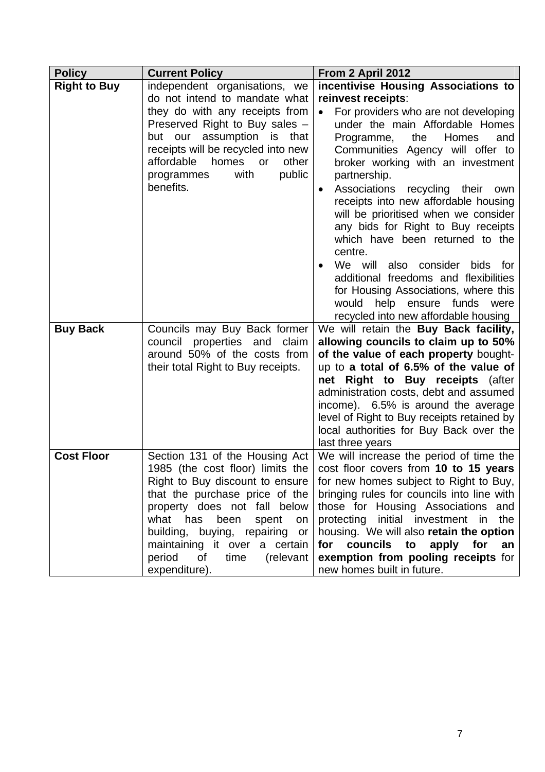| Policy | Current Policy | From 2 April 2012 |
|---|---|---|
| **Right to Buy** | independent organisations, we do not intend to mandate what they do with any receipts from Preserved Right to Buy sales – but our assumption is that receipts will be recycled into new affordable homes or other programmes with public benefits. | **incentivise Housing Associations to reinvest receipts**: <br>• For providers who are not developing under the main Affordable Homes Programme, the Homes and Communities Agency will offer to broker working with an investment partnership. <br>• Associations recycling their own receipts into new affordable housing will be prioritised when we consider any bids for Right to Buy receipts which have been returned to the centre. <br>• We will also consider bids for additional freedoms and flexibilities for Housing Associations, where this would help ensure funds were recycled into new affordable housing |
| **Buy Back** | Councils may Buy Back former council properties and claim around 50% of the costs from their total Right to Buy receipts. | We will retain the **Buy Back facility, allowing councils to claim up to 50% of the value of each property** bought-up to **a total of 6.5% of the value of net Right to Buy receipts** (after administration costs, debt and assumed income). 6.5% is around the average level of Right to Buy receipts retained by local authorities for Buy Back over the last three years |
| **Cost Floor** | Section 131 of the Housing Act 1985 (the cost floor) limits the Right to Buy discount to ensure that the purchase price of the property does not fall below what has been spent on building, buying, repairing or maintaining it over a certain period of time (relevant expenditure). | We will increase the period of time the cost floor covers from **10 to 15 years** for new homes subject to Right to Buy, bringing rules for councils into line with those for Housing Associations and protecting initial investment in the housing. We will also **retain the option for councils to apply for an exemption from pooling receipts** for new homes built in future. |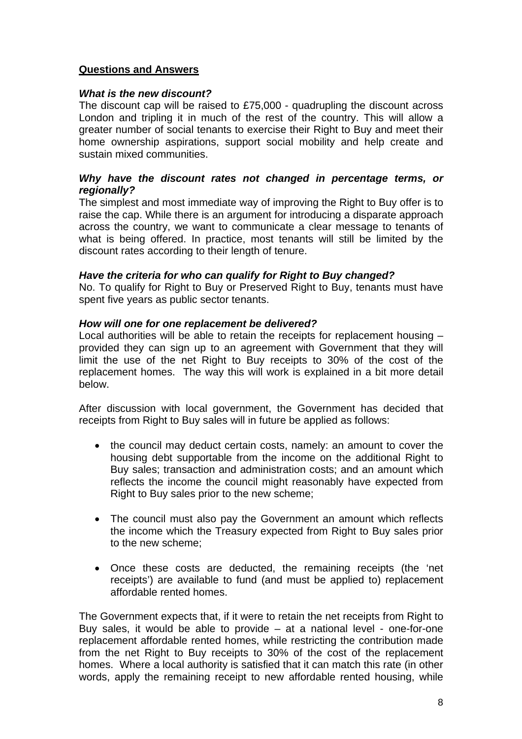## Questions and Answers

***What is the new discount?***

The discount cap will be raised to £75,000 - quadrupling the discount across London and tripling it in much of the rest of the country. This will allow a greater number of social tenants to exercise their Right to Buy and meet their home ownership aspirations, support social mobility and help create and sustain mixed communities.

***Why have the discount rates not changed in percentage terms, or regionally?***

The simplest and most immediate way of improving the Right to Buy offer is to raise the cap. While there is an argument for introducing a disparate approach across the country, we want to communicate a clear message to tenants of what is being offered. In practice, most tenants will still be limited by the discount rates according to their length of tenure.

***Have the criteria for who can qualify for Right to Buy changed?***

No. To qualify for Right to Buy or Preserved Right to Buy, tenants must have spent five years as public sector tenants.

***How will one for one replacement be delivered?***

Local authorities will be able to retain the receipts for replacement housing – provided they can sign up to an agreement with Government that they will limit the use of the net Right to Buy receipts to 30% of the cost of the replacement homes. The way this will work is explained in a bit more detail below.

After discussion with local government, the Government has decided that receipts from Right to Buy sales will in future be applied as follows:

- the council may deduct certain costs, namely: an amount to cover the housing debt supportable from the income on the additional Right to Buy sales; transaction and administration costs; and an amount which reflects the income the council might reasonably have expected from Right to Buy sales prior to the new scheme;

- The council must also pay the Government an amount which reflects the income which the Treasury expected from Right to Buy sales prior to the new scheme;

- Once these costs are deducted, the remaining receipts (the 'net receipts') are available to fund (and must be applied to) replacement affordable rented homes.

The Government expects that, if it were to retain the net receipts from Right to Buy sales, it would be able to provide – at a national level - one-for-one replacement affordable rented homes, while restricting the contribution made from the net Right to Buy receipts to 30% of the cost of the replacement homes. Where a local authority is satisfied that it can match this rate (in other words, apply the remaining receipt to new affordable rented housing, while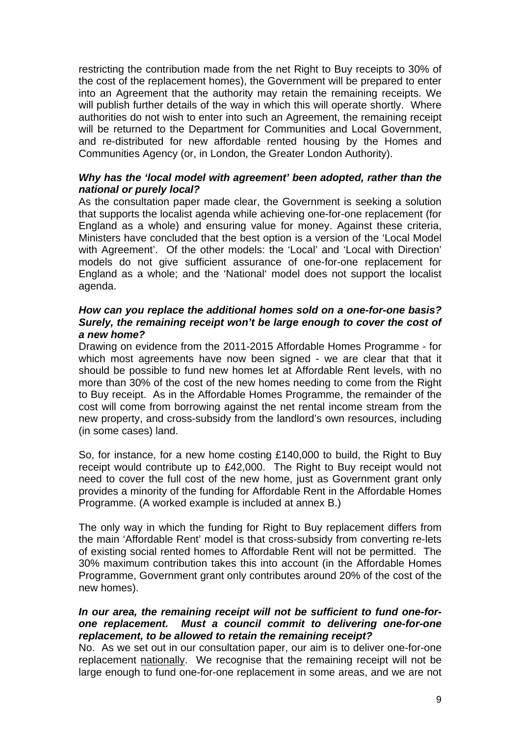restricting the contribution made from the net Right to Buy receipts to 30% of the cost of the replacement homes), the Government will be prepared to enter into an Agreement that the authority may retain the remaining receipts. We will publish further details of the way in which this will operate shortly. Where authorities do not wish to enter into such an Agreement, the remaining receipt will be returned to the Department for Communities and Local Government, and re-distributed for new affordable rented housing by the Homes and Communities Agency (or, in London, the Greater London Authority).

***Why has the 'local model with agreement' been adopted, rather than the national or purely local?***

As the consultation paper made clear, the Government is seeking a solution that supports the localist agenda while achieving one-for-one replacement (for England as a whole) and ensuring value for money. Against these criteria, Ministers have concluded that the best option is a version of the 'Local Model with Agreement'. Of the other models: the 'Local' and 'Local with Direction' models do not give sufficient assurance of one-for-one replacement for England as a whole; and the 'National' model does not support the localist agenda.

***How can you replace the additional homes sold on a one-for-one basis? Surely, the remaining receipt won't be large enough to cover the cost of a new home?***

Drawing on evidence from the 2011-2015 Affordable Homes Programme - for which most agreements have now been signed - we are clear that that it should be possible to fund new homes let at Affordable Rent levels, with no more than 30% of the cost of the new homes needing to come from the Right to Buy receipt. As in the Affordable Homes Programme, the remainder of the cost will come from borrowing against the net rental income stream from the new property, and cross-subsidy from the landlord's own resources, including (in some cases) land.

So, for instance, for a new home costing £140,000 to build, the Right to Buy receipt would contribute up to £42,000. The Right to Buy receipt would not need to cover the full cost of the new home, just as Government grant only provides a minority of the funding for Affordable Rent in the Affordable Homes Programme. (A worked example is included at annex B.)

The only way in which the funding for Right to Buy replacement differs from the main 'Affordable Rent' model is that cross-subsidy from converting re-lets of existing social rented homes to Affordable Rent will not be permitted. The 30% maximum contribution takes this into account (in the Affordable Homes Programme, Government grant only contributes around 20% of the cost of the new homes).

***In our area, the remaining receipt will not be sufficient to fund one-for-one replacement. Must a council commit to delivering one-for-one replacement, to be allowed to retain the remaining receipt?***

No. As we set out in our consultation paper, our aim is to deliver one-for-one replacement <u>nationally</u>. We recognise that the remaining receipt will not be large enough to fund one-for-one replacement in some areas, and we are not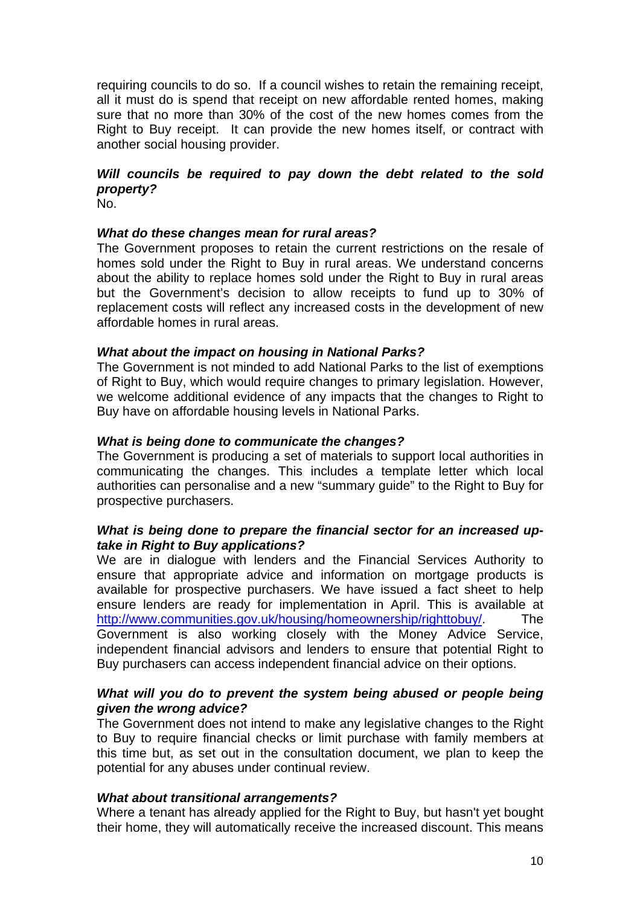requiring councils to do so. If a council wishes to retain the remaining receipt, all it must do is spend that receipt on new affordable rented homes, making sure that no more than 30% of the cost of the new homes comes from the Right to Buy receipt. It can provide the new homes itself, or contract with another social housing provider.

***Will councils be required to pay down the debt related to the sold property?***
No.

***What do these changes mean for rural areas?***
The Government proposes to retain the current restrictions on the resale of homes sold under the Right to Buy in rural areas. We understand concerns about the ability to replace homes sold under the Right to Buy in rural areas but the Government's decision to allow receipts to fund up to 30% of replacement costs will reflect any increased costs in the development of new affordable homes in rural areas.

***What about the impact on housing in National Parks?***
The Government is not minded to add National Parks to the list of exemptions of Right to Buy, which would require changes to primary legislation. However, we welcome additional evidence of any impacts that the changes to Right to Buy have on affordable housing levels in National Parks.

***What is being done to communicate the changes?***
The Government is producing a set of materials to support local authorities in communicating the changes. This includes a template letter which local authorities can personalise and a new "summary guide" to the Right to Buy for prospective purchasers.

***What is being done to prepare the financial sector for an increased up-take in Right to Buy applications?***
We are in dialogue with lenders and the Financial Services Authority to ensure that appropriate advice and information on mortgage products is available for prospective purchasers. We have issued a fact sheet to help ensure lenders are ready for implementation in April. This is available at [http://www.communities.gov.uk/housing/homeownership/righttobuy/](http://www.communities.gov.uk/housing/homeownership/righttobuy/). The Government is also working closely with the Money Advice Service, independent financial advisors and lenders to ensure that potential Right to Buy purchasers can access independent financial advice on their options.

***What will you do to prevent the system being abused or people being given the wrong advice?***
The Government does not intend to make any legislative changes to the Right to Buy to require financial checks or limit purchase with family members at this time but, as set out in the consultation document, we plan to keep the potential for any abuses under continual review.

***What about transitional arrangements?***
Where a tenant has already applied for the Right to Buy, but hasn't yet bought their home, they will automatically receive the increased discount. This means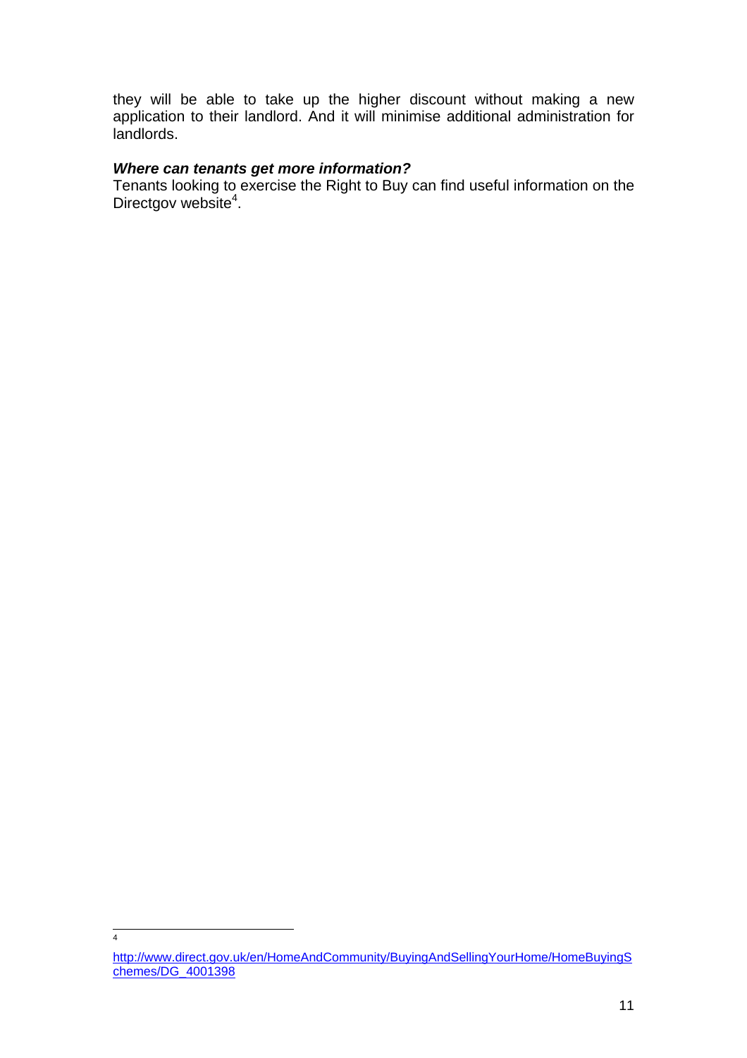they will be able to take up the higher discount without making a new application to their landlord. And it will minimise additional administration for landlords.

***Where can tenants get more information?***

Tenants looking to exercise the Right to Buy can find useful information on the Directgov website[4].

---

[4] http://www.direct.gov.uk/en/HomeAndCommunity/BuyingAndSellingYourHome/HomeBuyingSchemes/DG_4001398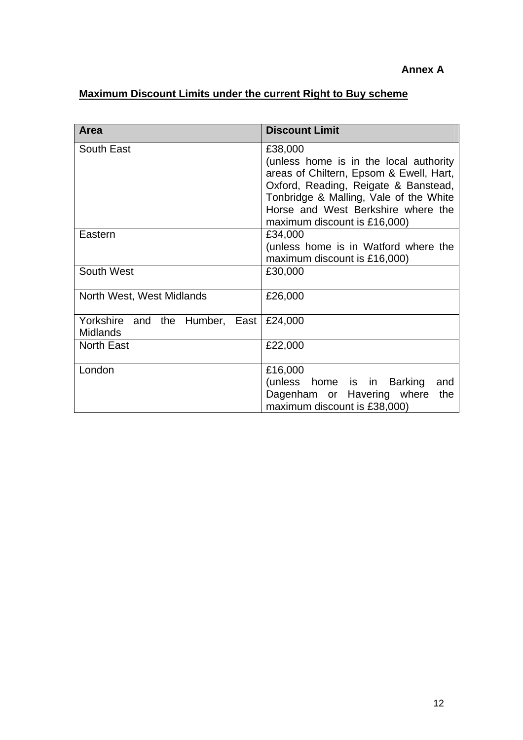**Annex A**

## <u>Maximum Discount Limits under the current Right to Buy scheme</u>

| Area | Discount Limit |
|---|---|
| South East | £38,000 (unless home is in the local authority areas of Chiltern, Epsom & Ewell, Hart, Oxford, Reading, Reigate & Banstead, Tonbridge & Malling, Vale of the White Horse and West Berkshire where the maximum discount is £16,000) |
| Eastern | £34,000 (unless home is in Watford where the maximum discount is £16,000) |
| South West | £30,000 |
| North West, West Midlands | £26,000 |
| Yorkshire and the Humber, East Midlands | £24,000 |
| North East | £22,000 |
| London | £16,000 (unless home is in Barking and Dagenham or Havering where the maximum discount is £38,000) |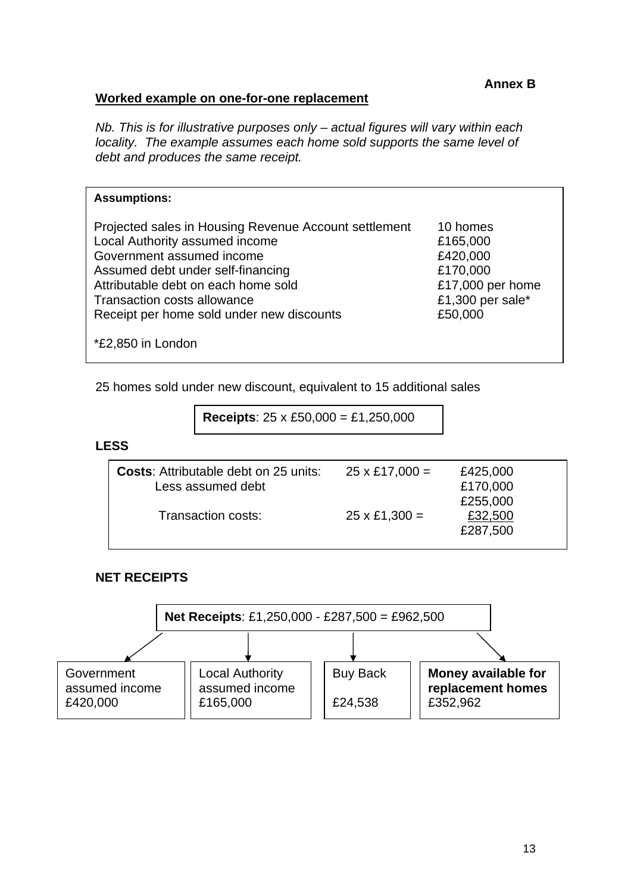**Annex B**

## Worked example on one-for-one replacement

*Nb. This is for illustrative purposes only – actual figures will vary within each locality. The example assumes each home sold supports the same level of debt and produces the same receipt.*

**Assumptions:**

| | |
|---|---|
| Projected sales in Housing Revenue Account settlement | 10 homes |
| Local Authority assumed income | £165,000 |
| Government assumed income | £420,000 |
| Assumed debt under self-financing | £170,000 |
| Attributable debt on each home sold | £17,000 per home |
| Transaction costs allowance | £1,300 per sale* |
| Receipt per home sold under new discounts | £50,000 |

*£2,850 in London

25 homes sold under new discount, equivalent to 15 additional sales

**Receipts**: 25 x £50,000 = £1,250,000

**LESS**

| | | |
|---|---|---|
| **Costs**: Attributable debt on 25 units: | 25 x £17,000 = | £425,000 |
| Less assumed debt | | £170,000 |
| | | £255,000 |
| Transaction costs: | 25 x £1,300 = | £32,500 |
| | | £287,500 |

**NET RECEIPTS**

**Net Receipts**: £1,250,000 - £287,500 = £962,500

| Government assumed income | Local Authority assumed income | Buy Back | **Money available for replacement homes** |
|---|---|---|---|
| £420,000 | £165,000 | £24,538 | £352,962 |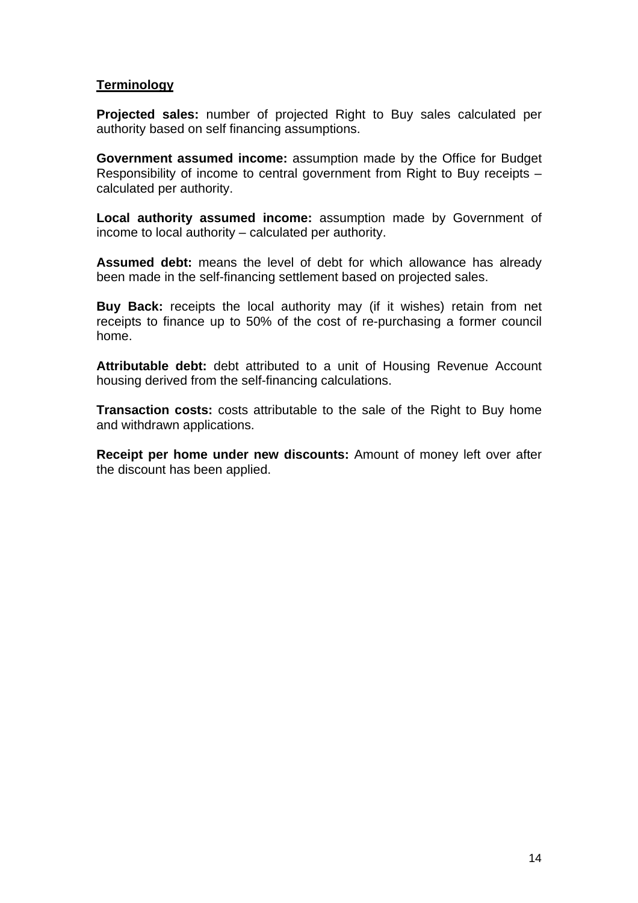**Terminology**

**Projected sales:** number of projected Right to Buy sales calculated per authority based on self financing assumptions.

**Government assumed income:** assumption made by the Office for Budget Responsibility of income to central government from Right to Buy receipts – calculated per authority.

**Local authority assumed income:** assumption made by Government of income to local authority – calculated per authority.

**Assumed debt:** means the level of debt for which allowance has already been made in the self-financing settlement based on projected sales.

**Buy Back:** receipts the local authority may (if it wishes) retain from net receipts to finance up to 50% of the cost of re-purchasing a former council home.

**Attributable debt:** debt attributed to a unit of Housing Revenue Account housing derived from the self-financing calculations.

**Transaction costs:** costs attributable to the sale of the Right to Buy home and withdrawn applications.

**Receipt per home under new discounts:** Amount of money left over after the discount has been applied.